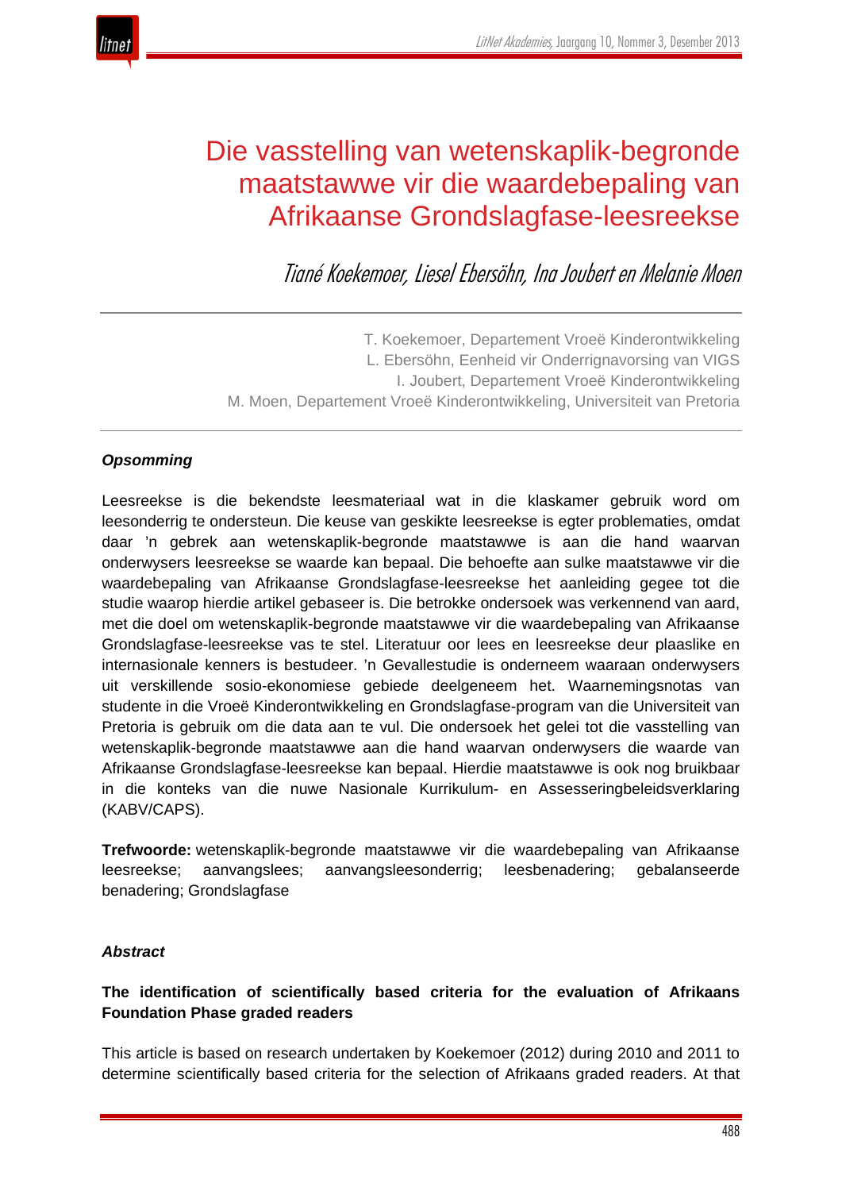# Die vasstelling van wetenskaplik-begronde maatstawwe vir die waardebepaling van Afrikaanse Grondslagfase-leesreekse

*Tiané Koekemoer, Liesel Ebersöhn, Ina Joubert en Melanie Moen*

T. Koekemoer, Departement Vroeë Kinderontwikkeling
L. Ebersöhn, Eenheid vir Onderrignavorsing van VIGS
I. Joubert, Departement Vroeë Kinderontwikkeling
M. Moen, Departement Vroeë Kinderontwikkeling, Universiteit van Pretoria

***Opsomming***

Leesreekse is die bekendste leesmateriaal wat in die klaskamer gebruik word om leesonderrig te ondersteun. Die keuse van geskikte leesreekse is egter problematies, omdat daar 'n gebrek aan wetenskaplik-begronde maatstawwe is aan die hand waarvan onderwysers leesreekse se waarde kan bepaal. Die behoefte aan sulke maatstawwe vir die waardebepaling van Afrikaanse Grondslagfase-leesreekse het aanleiding gegee tot die studie waarop hierdie artikel gebaseer is. Die betrokke ondersoek was verkennend van aard, met die doel om wetenskaplik-begronde maatstawwe vir die waardebepaling van Afrikaanse Grondslagfase-leesreekse vas te stel. Literatuur oor lees en leesreekse deur plaaslike en internasionale kenners is bestudeer. 'n Gevallestudie is onderneem waaraan onderwysers uit verskillende sosio-ekonomiese gebiede deelgeneem het. Waarnemingsnotas van studente in die Vroeë Kinderontwikkeling en Grondslagfase-program van die Universiteit van Pretoria is gebruik om die data aan te vul. Die ondersoek het gelei tot die vasstelling van wetenskaplik-begronde maatstawwe aan die hand waarvan onderwysers die waarde van Afrikaanse Grondslagfase-leesreekse kan bepaal. Hierdie maatstawwe is ook nog bruikbaar in die konteks van die nuwe Nasionale Kurrikulum- en Assesseringbeleidsverklaring (KABV/CAPS).

**Trefwoorde:** wetenskaplik-begronde maatstawwe vir die waardebepaling van Afrikaanse leesreekse; aanvangslees; aanvangsleesonderrig; leesbenadering; gebalanseerde benadering; Grondslagfase

***Abstract***

**The identification of scientifically based criteria for the evaluation of Afrikaans Foundation Phase graded readers**

This article is based on research undertaken by Koekemoer (2012) during 2010 and 2011 to determine scientifically based criteria for the selection of Afrikaans graded readers. At that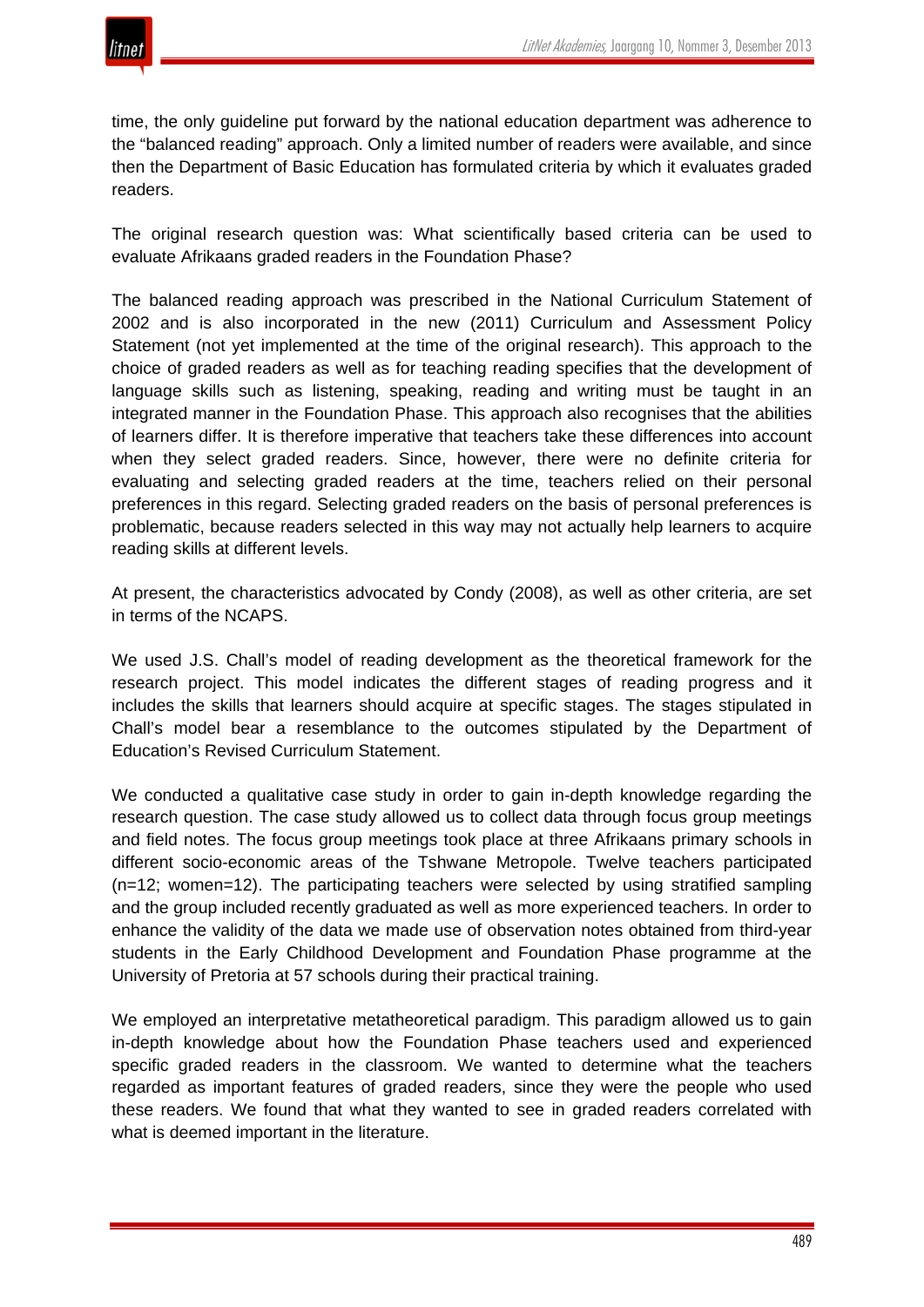time, the only guideline put forward by the national education department was adherence to the "balanced reading" approach. Only a limited number of readers were available, and since then the Department of Basic Education has formulated criteria by which it evaluates graded readers.

The original research question was: What scientifically based criteria can be used to evaluate Afrikaans graded readers in the Foundation Phase?

The balanced reading approach was prescribed in the National Curriculum Statement of 2002 and is also incorporated in the new (2011) Curriculum and Assessment Policy Statement (not yet implemented at the time of the original research). This approach to the choice of graded readers as well as for teaching reading specifies that the development of language skills such as listening, speaking, reading and writing must be taught in an integrated manner in the Foundation Phase. This approach also recognises that the abilities of learners differ. It is therefore imperative that teachers take these differences into account when they select graded readers. Since, however, there were no definite criteria for evaluating and selecting graded readers at the time, teachers relied on their personal preferences in this regard. Selecting graded readers on the basis of personal preferences is problematic, because readers selected in this way may not actually help learners to acquire reading skills at different levels.

At present, the characteristics advocated by Condy (2008), as well as other criteria, are set in terms of the NCAPS.

We used J.S. Chall's model of reading development as the theoretical framework for the research project. This model indicates the different stages of reading progress and it includes the skills that learners should acquire at specific stages. The stages stipulated in Chall's model bear a resemblance to the outcomes stipulated by the Department of Education's Revised Curriculum Statement.

We conducted a qualitative case study in order to gain in-depth knowledge regarding the research question. The case study allowed us to collect data through focus group meetings and field notes. The focus group meetings took place at three Afrikaans primary schools in different socio-economic areas of the Tshwane Metropole. Twelve teachers participated (n=12; women=12). The participating teachers were selected by using stratified sampling and the group included recently graduated as well as more experienced teachers. In order to enhance the validity of the data we made use of observation notes obtained from third-year students in the Early Childhood Development and Foundation Phase programme at the University of Pretoria at 57 schools during their practical training.

We employed an interpretative metatheoretical paradigm. This paradigm allowed us to gain in-depth knowledge about how the Foundation Phase teachers used and experienced specific graded readers in the classroom. We wanted to determine what the teachers regarded as important features of graded readers, since they were the people who used these readers. We found that what they wanted to see in graded readers correlated with what is deemed important in the literature.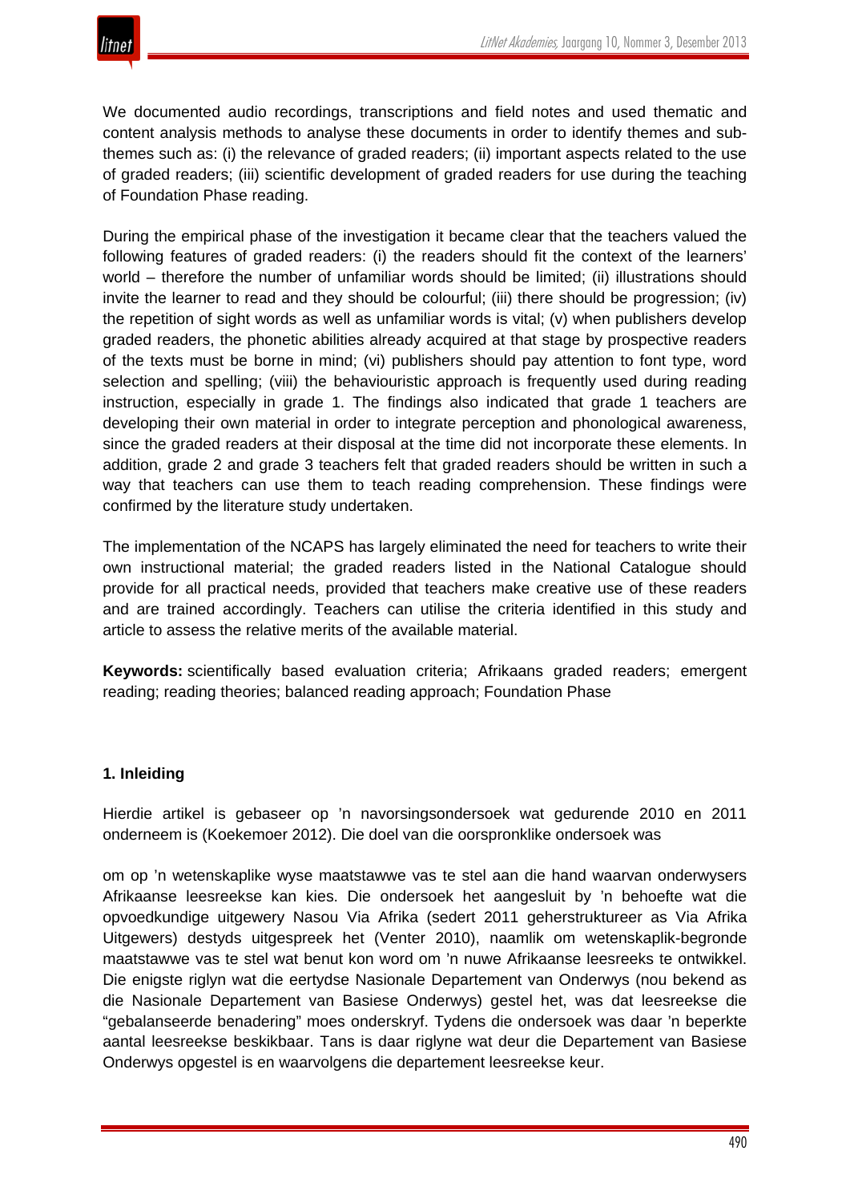We documented audio recordings, transcriptions and field notes and used thematic and content analysis methods to analyse these documents in order to identify themes and sub-themes such as: (i) the relevance of graded readers; (ii) important aspects related to the use of graded readers; (iii) scientific development of graded readers for use during the teaching of Foundation Phase reading.

During the empirical phase of the investigation it became clear that the teachers valued the following features of graded readers: (i) the readers should fit the context of the learners' world – therefore the number of unfamiliar words should be limited; (ii) illustrations should invite the learner to read and they should be colourful; (iii) there should be progression; (iv) the repetition of sight words as well as unfamiliar words is vital; (v) when publishers develop graded readers, the phonetic abilities already acquired at that stage by prospective readers of the texts must be borne in mind; (vi) publishers should pay attention to font type, word selection and spelling; (viii) the behaviouristic approach is frequently used during reading instruction, especially in grade 1. The findings also indicated that grade 1 teachers are developing their own material in order to integrate perception and phonological awareness, since the graded readers at their disposal at the time did not incorporate these elements. In addition, grade 2 and grade 3 teachers felt that graded readers should be written in such a way that teachers can use them to teach reading comprehension. These findings were confirmed by the literature study undertaken.

The implementation of the NCAPS has largely eliminated the need for teachers to write their own instructional material; the graded readers listed in the National Catalogue should provide for all practical needs, provided that teachers make creative use of these readers and are trained accordingly. Teachers can utilise the criteria identified in this study and article to assess the relative merits of the available material.

**Keywords:** scientifically based evaluation criteria; Afrikaans graded readers; emergent reading; reading theories; balanced reading approach; Foundation Phase

## 1. Inleiding

Hierdie artikel is gebaseer op 'n navorsingsondersoek wat gedurende 2010 en 2011 onderneem is (Koekemoer 2012). Die doel van die oorspronklike ondersoek was

om op 'n wetenskaplike wyse maatstawwe vas te stel aan die hand waarvan onderwysers Afrikaanse leesreekse kan kies. Die ondersoek het aangesluit by 'n behoefte wat die opvoedkundige uitgewery Nasou Via Afrika (sedert 2011 geherstruktureer as Via Afrika Uitgewers) destyds uitgespreek het (Venter 2010), naamlik om wetenskaplik-begronde maatstawwe vas te stel wat benut kon word om 'n nuwe Afrikaanse leesreeks te ontwikkel. Die enigste riglyn wat die eertydse Nasionale Departement van Onderwys (nou bekend as die Nasionale Departement van Basiese Onderwys) gestel het, was dat leesreekse die "gebalanseerde benadering" moes onderskryf. Tydens die ondersoek was daar 'n beperkte aantal leesreekse beskikbaar. Tans is daar riglyne wat deur die Departement van Basiese Onderwys opgestel is en waarvolgens die departement leesreekse keur.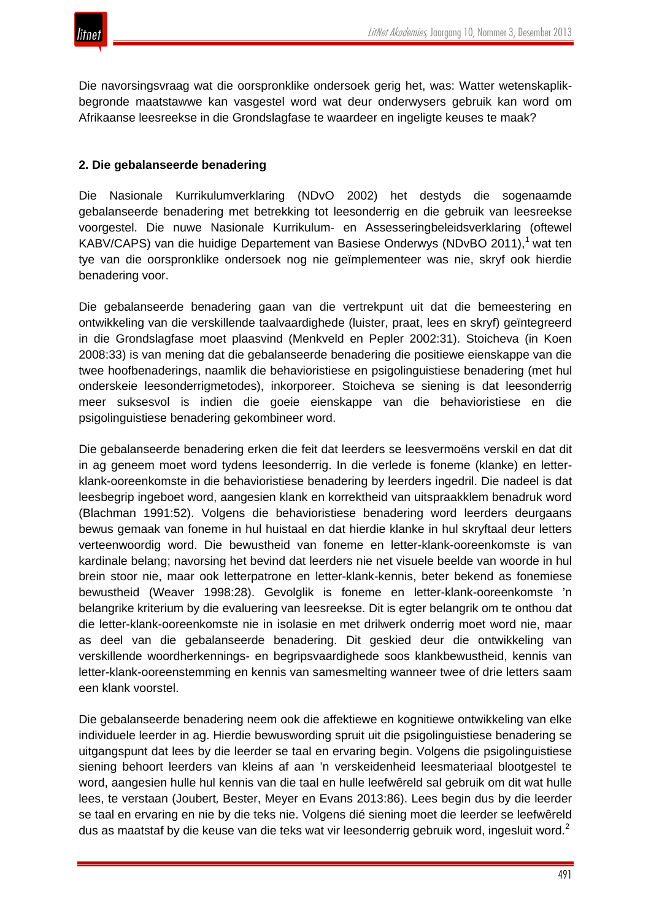Die navorsingsvraag wat die oorspronklike ondersoek gerig het, was: Watter wetenskaplik-begronde maatstawwe kan vasgestel word wat deur onderwysers gebruik kan word om Afrikaanse leesreekse in die Grondslagfase te waardeer en ingeligte keuses te maak?

## 2. Die gebalanseerde benadering

Die Nasionale Kurrikulumverklaring (NDvO 2002) het destyds die sogenaamde gebalanseerde benadering met betrekking tot leesonderrig en die gebruik van leesreekse voorgestel. Die nuwe Nasionale Kurrikulum- en Assesseringbeleidsverklaring (oftewel KABV/CAPS) van die huidige Departement van Basiese Onderwys (NDvBO 2011),[1] wat ten tye van die oorspronklike ondersoek nog nie geïmplementeer was nie, skryf ook hierdie benadering voor.

Die gebalanseerde benadering gaan van die vertrekpunt uit dat die bemeestering en ontwikkeling van die verskillende taalvaardighede (luister, praat, lees en skryf) geïntegreerd in die Grondslagfase moet plaasvind (Menkveld en Pepler 2002:31). Stoicheva (in Koen 2008:33) is van mening dat die gebalanseerde benadering die positiewe eienskappe van die twee hoofbenaderings, naamlik die behavioristiese en psigolinguistiese benadering (met hul onderskeie leesonderrigmetodes), inkorporeer. Stoicheva se siening is dat leesonderrig meer suksesvol is indien die goeie eienskappe van die behavioristiese en die psigolinguistiese benadering gekombineer word.

Die gebalanseerde benadering erken die feit dat leerders se leesvermoëns verskil en dat dit in ag geneem moet word tydens leesonderrig. In die verlede is foneme (klanke) en letter-klank-ooreenkomste in die behavioristiese benadering by leerders ingedril. Die nadeel is dat leesbegrip ingeboet word, aangesien klank en korrektheid van uitspraakklem benadruk word (Blachman 1991:52). Volgens die behavioristiese benadering word leerders deurgaans bewus gemaak van foneme in hul huistaal en dat hierdie klanke in hul skryftaal deur letters verteenwoordig word. Die bewustheid van foneme en letter-klank-ooreenkomste is van kardinale belang; navorsing het bevind dat leerders nie net visuele beelde van woorde in hul brein stoor nie, maar ook letterpatrone en letter-klank-kennis, beter bekend as fonemiese bewustheid (Weaver 1998:28). Gevolglik is foneme en letter-klank-ooreenkomste ’n belangrike kriterium by die evaluering van leesreekse. Dit is egter belangrik om te onthou dat die letter-klank-ooreenkomste nie in isolasie en met drilwerk onderrig moet word nie, maar as deel van die gebalanseerde benadering. Dit geskied deur die ontwikkeling van verskillende woordherkennings- en begripsvaardighede soos klankbewustheid, kennis van letter-klank-ooreenstemming en kennis van samesmelting wanneer twee of drie letters saam een klank voorstel.

Die gebalanseerde benadering neem ook die affektiewe en kognitiewe ontwikkeling van elke individuele leerder in ag. Hierdie bewuswording spruit uit die psigolinguistiese benadering se uitgangspunt dat lees by die leerder se taal en ervaring begin. Volgens die psigolinguistiese siening behoort leerders van kleins af aan ’n verskeidenheid leesmateriaal blootgestel te word, aangesien hulle hul kennis van die taal en hulle leefwêreld sal gebruik om dit wat hulle lees, te verstaan (Joubert, Bester, Meyer en Evans 2013:86). Lees begin dus by die leerder se taal en ervaring en nie by die teks nie. Volgens dié siening moet die leerder se leefwêreld dus as maatstaf by die keuse van die teks wat vir leesonderrig gebruik word, ingesluit word.[2]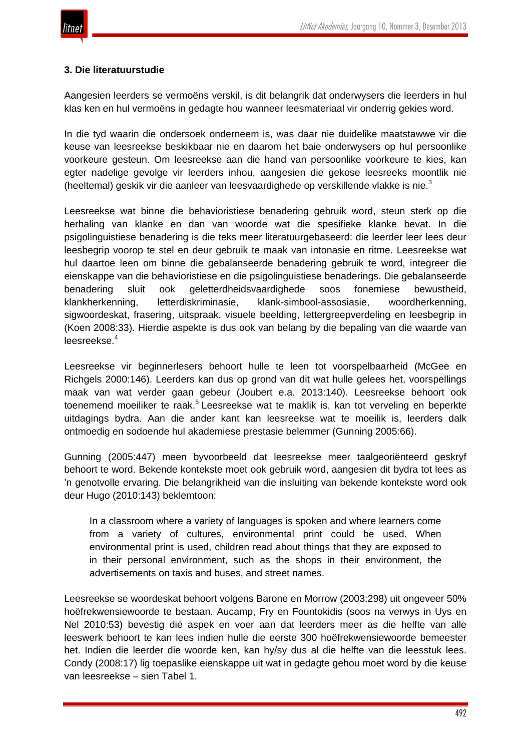### 3. Die literatuurstudie

Aangesien leerders se vermoëns verskil, is dit belangrik dat onderwysers die leerders in hul klas ken en hul vermoëns in gedagte hou wanneer leesmateriaal vir onderrig gekies word.

In die tyd waarin die ondersoek onderneem is, was daar nie duidelike maatstawwe vir die keuse van leesreekse beskikbaar nie en daarom het baie onderwysers op hul persoonlike voorkeure gesteun. Om leesreekse aan die hand van persoonlike voorkeure te kies, kan egter nadelige gevolge vir leerders inhou, aangesien die gekose leesreeks moontlik nie (heeltemal) geskik vir die aanleer van leesvaardighede op verskillende vlakke is nie.[3]

Leesreekse wat binne die behavioristiese benadering gebruik word, steun sterk op die herhaling van klanke en dan van woorde wat die spesifieke klanke bevat. In die psigolinguistiese benadering is die teks meer literatuurgebaseerd: die leerder leer lees deur leesbegrip voorop te stel en deur gebruik te maak van intonasie en ritme. Leesreekse wat hul daartoe leen om binne die gebalanseerde benadering gebruik te word, integreer die eienskappe van die behavioristiese en die psigolinguistiese benaderings. Die gebalanseerde benadering sluit ook geletterdheidsvaardighede soos fonemiese bewustheid, klankherkenning, letterdiskriminasie, klank-simbool-assosiasie, woordherkenning, sigwoordeskat, frasering, uitspraak, visuele beelding, lettergreepverdeling en leesbegrip in (Koen 2008:33). Hierdie aspekte is dus ook van belang by die bepaling van die waarde van leesreekse.[4]

Leesreekse vir beginnerlesers behoort hulle te leen tot voorspelbaarheid (McGee en Richgels 2000:146). Leerders kan dus op grond van dit wat hulle gelees het, voorspellings maak van wat verder gaan gebeur (Joubert e.a. 2013:140). Leesreekse behoort ook toenemend moeiliker te raak.[5] Leesreekse wat te maklik is, kan tot verveling en beperkte uitdagings bydra. Aan die ander kant kan leesreekse wat te moeilik is, leerders dalk ontmoedig en sodoende hul akademiese prestasie belemmer (Gunning 2005:66).

Gunning (2005:447) meen byvoorbeeld dat leesreekse meer taalgeoriënteerd geskryf behoort te word. Bekende kontekste moet ook gebruik word, aangesien dit bydra tot lees as 'n genotvolle ervaring. Die belangrikheid van die insluiting van bekende kontekste word ook deur Hugo (2010:143) beklemtoon:

> In a classroom where a variety of languages is spoken and where learners come from a variety of cultures, environmental print could be used. When environmental print is used, children read about things that they are exposed to in their personal environment, such as the shops in their environment, the advertisements on taxis and buses, and street names.

Leesreekse se woordeskat behoort volgens Barone en Morrow (2003:298) uit ongeveer 50% hoëfrekwensiewoorde te bestaan. Aucamp, Fry en Fountokidis (soos na verwys in Uys en Nel 2010:53) bevestig dié aspek en voer aan dat leerders meer as die helfte van alle leeswerk behoort te kan lees indien hulle die eerste 300 hoëfrekwensiewoorde bemeester het. Indien die leerder die woorde ken, kan hy/sy dus al die helfte van die leesstuk lees. Condy (2008:17) lig toepaslike eienskappe uit wat in gedagte gehou moet word by die keuse van leesreekse – sien Tabel 1.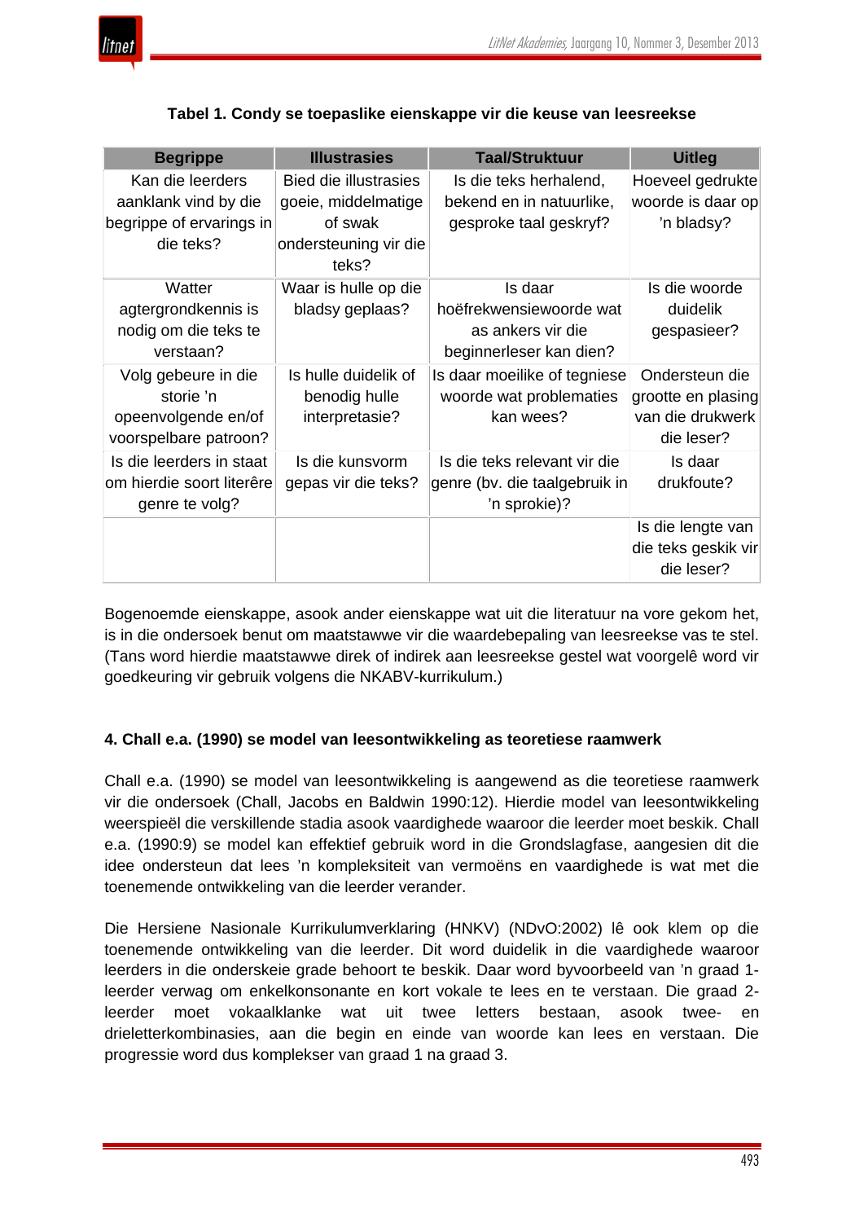**Tabel 1. Condy se toepaslike eienskappe vir die keuse van leesreekse**

| Begrippe | Illustrasies | Taal/Struktuur | Uitleg |
|---|---|---|---|
| Kan die leerders aanklank vind by die begrippe of ervarings in die teks? | Bied die illustrasies goeie, middelmatige of swak ondersteuning vir die teks? | Is die teks herhalend, bekend en in natuurlike, gesproke taal geskryf? | Hoeveel gedrukte woorde is daar op 'n bladsy? |
| Watter agtergrondkennis is nodig om die teks te verstaan? | Waar is hulle op die bladsy geplaas? | Is daar hoëfrekwensiewoorde wat as ankers vir die beginnerleser kan dien? | Is die woorde duidelik gespasieer? |
| Volg gebeure in die storie 'n opeenvolgende en/of voorspelbare patroon? | Is hulle duidelik of benodig hulle interpretasie? | Is daar moeilike of tegniese woorde wat problematies kan wees? | Ondersteun die grootte en plasing van die drukwerk die leser? |
| Is die leerders in staat om hierdie soort literêre genre te volg? | Is die kunsvorm gepas vir die teks? | Is die teks relevant vir die genre (bv. die taalgebruik in 'n sprokie)? | Is daar drukfoute? |
| | | | Is die lengte van die teks geskik vir die leser? |

Bogenoemde eienskappe, asook ander eienskappe wat uit die literatuur na vore gekom het, is in die ondersoek benut om maatstawwe vir die waardebepaling van leesreekse vas te stel. (Tans word hierdie maatstawwe direk of indirek aan leesreekse gestel wat voorgelê word vir goedkeuring vir gebruik volgens die NKABV-kurrikulum.)

#### 4. Chall e.a. (1990) se model van leesontwikkeling as teoretiese raamwerk

Chall e.a. (1990) se model van leesontwikkeling is aangewend as die teoretiese raamwerk vir die ondersoek (Chall, Jacobs en Baldwin 1990:12). Hierdie model van leesontwikkeling weerspieël die verskillende stadia asook vaardighede waaroor die leerder moet beskik. Chall e.a. (1990:9) se model kan effektief gebruik word in die Grondslagfase, aangesien dit die idee ondersteun dat lees 'n kompleksiteit van vermoëns en vaardighede is wat met die toenemende ontwikkeling van die leerder verander.

Die Hersiene Nasionale Kurrikulumverklaring (HNKV) (NDvO:2002) lê ook klem op die toenemende ontwikkeling van die leerder. Dit word duidelik in die vaardighede waaroor leerders in die onderskeie grade behoort te beskik. Daar word byvoorbeeld van 'n graad 1-leerder verwag om enkelkonsonante en kort vokale te lees en te verstaan. Die graad 2-leerder moet vokaalklanke wat uit twee letters bestaan, asook twee- en drieletterkombinasies, aan die begin en einde van woorde kan lees en verstaan. Die progressie word dus komplekser van graad 1 na graad 3.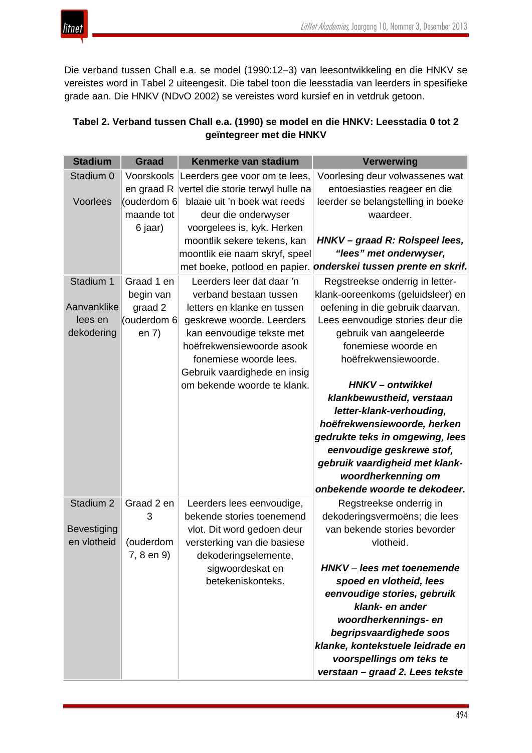Die verband tussen Chall e.a. se model (1990:12–3) van leesontwikkeling en die HNKV se vereistes word in Tabel 2 uiteengesit. Die tabel toon die leesstadia van leerders in spesifieke grade aan. Die HNKV (NDvO 2002) se vereistes word kursief en in vetdruk getoon.

**Tabel 2. Verband tussen Chall e.a. (1990) se model en die HNKV: Leesstadia 0 tot 2 geïntegreer met die HNKV**

| Stadium | Graad | Kenmerke van stadium | Verwerwing |
|---|---|---|---|
| Stadium 0<br><br>Voorlees | Voorskools en graad R (ouderdom 6 maande tot 6 jaar) | Leerders gee voor om te lees, vertel die storie terwyl hulle na blaaie uit 'n boek wat reeds deur die onderwyser voorgelees is, kyk. Herken moontlik sekere tekens, kan moontlik eie naam skryf, speel met boeke, potlood en papier. | Voorlesing deur volwassenes wat entoesiasties reageer en die leerder se belangstelling in boeke waardeer.<br><br>***HNKV – graad R: Rolspeel lees, "lees" met onderwyser, onderskei tussen prente en skrif.*** |
| Stadium 1<br><br>Aanvanklike lees en dekodering | Graad 1 en begin van graad 2 (ouderdom 6 en 7) | Leerders leer dat daar 'n verband bestaan tussen letters en klanke en tussen geskrewe woorde. Leerders kan eenvoudige tekste met hoëfrekwensiewoorde asook fonemiese woorde lees. Gebruik vaardighede en insig om bekende woorde te klank. | Regstreekse onderrig in letter-klank-ooreenkoms (geluidsleer) en oefening in die gebruik daarvan. Lees eenvoudige stories deur die gebruik van aangeleerde fonemiese woorde en hoëfrekwensiewoorde.<br><br>***HNKV – ontwikkel klankbewustheid, verstaan letter-klank-verhouding, hoëfrekwensiewoorde, herken gedrukte teks in omgewing, lees eenvoudige geskrewe stof, gebruik vaardigheid met klank-woordherkenning om onbekende woorde te dekodeer.*** |
| Stadium 2<br><br>Bevestiging en vlotheid | Graad 2 en 3<br><br>(ouderdom 7, 8 en 9) | Leerders lees eenvoudige, bekende stories toenemend vlot. Dit word gedoen deur versterking van die basiese dekoderingselemente, sigwoordeskat en betekeniskonteks. | Regstreekse onderrig in dekoderingsvermoëns; die lees van bekende stories bevorder vlotheid.<br><br>***HNKV – lees met toenemende spoed en vlotheid, lees eenvoudige stories, gebruik klank- en ander woordherkennings- en begripsvaardighede soos klanke, kontekstuele leidrade en voorspellings om teks te verstaan – graad 2. Lees tekste*** |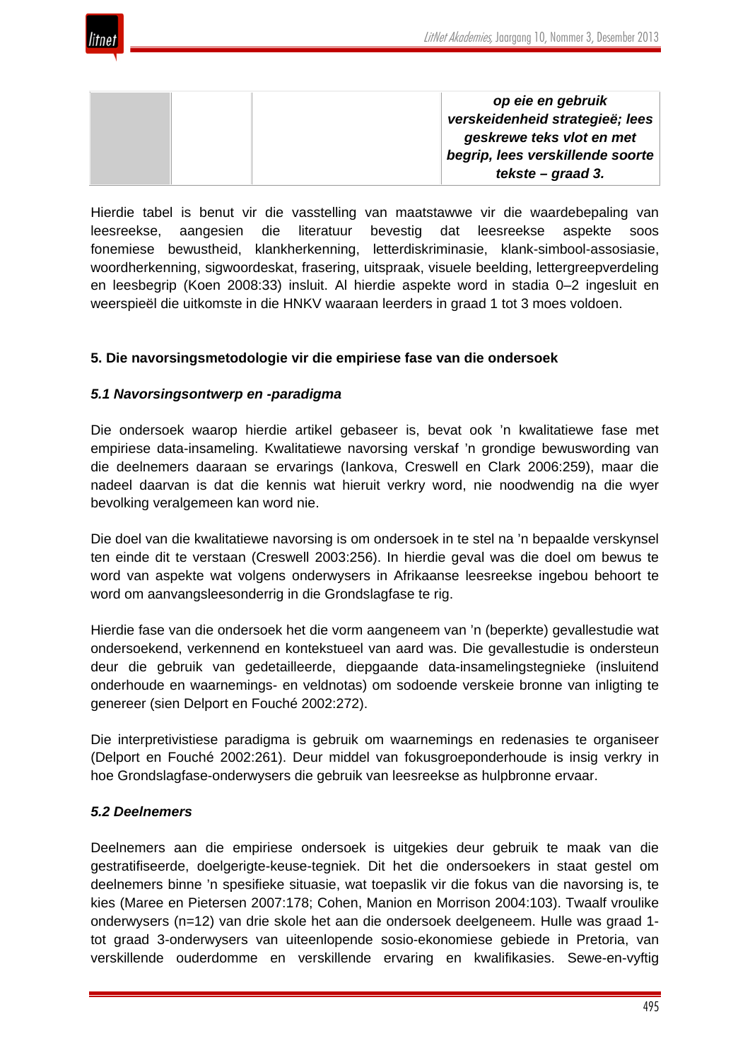| | | | *op eie en gebruik verskeidenheid strategieë; lees geskrewe teks vlot en met begrip, lees verskillende soorte tekste – graad 3.* |
|---|---|---|---|

Hierdie tabel is benut vir die vasstelling van maatstawwe vir die waardebepaling van leesreekse, aangesien die literatuur bevestig dat leesreekse aspekte soos fonemiese bewustheid, klankherkenning, letterdiskriminasie, klank-simbool-assosiasie, woordherkenning, sigwoordeskat, frasering, uitspraak, visuele beelding, lettergreepverdeling en leesbegrip (Koen 2008:33) insluit. Al hierdie aspekte word in stadia 0–2 ingesluit en weerspieël die uitkomste in die HNKV waaraan leerders in graad 1 tot 3 moes voldoen.

## 5. Die navorsingsmetodologie vir die empiriese fase van die ondersoek

### *5.1 Navorsingsontwerp en -paradigma*

Die ondersoek waarop hierdie artikel gebaseer is, bevat ook 'n kwalitatiewe fase met empiriese data-insameling. Kwalitatiewe navorsing verskaf 'n grondige bewuswording van die deelnemers daaraan se ervarings (Iankova, Creswell en Clark 2006:259), maar die nadeel daarvan is dat die kennis wat hieruit verkry word, nie noodwendig na die wyer bevolking veralgemeen kan word nie.

Die doel van die kwalitatiewe navorsing is om ondersoek in te stel na 'n bepaalde verskynsel ten einde dit te verstaan (Creswell 2003:256). In hierdie geval was die doel om bewus te word van aspekte wat volgens onderwysers in Afrikaanse leesreekse ingebou behoort te word om aanvangsleesonderrig in die Grondslagfase te rig.

Hierdie fase van die ondersoek het die vorm aangeneem van 'n (beperkte) gevallestudie wat ondersoekend, verkennend en kontekstueel van aard was. Die gevallestudie is ondersteun deur die gebruik van gedetailleerde, diepgaande data-insamelingstegnieke (insluitend onderhoude en waarnemings- en veldnotas) om sodoende verskeie bronne van inligting te genereer (sien Delport en Fouché 2002:272).

Die interpretivistiese paradigma is gebruik om waarnemings en redenasies te organiseer (Delport en Fouché 2002:261). Deur middel van fokusgroeponderhoude is insig verkry in hoe Grondslagfase-onderwysers die gebruik van leesreekse as hulpbronne ervaar.

### *5.2 Deelnemers*

Deelnemers aan die empiriese ondersoek is uitgekies deur gebruik te maak van die gestratifiseerde, doelgerigte-keuse-tegniek. Dit het die ondersoekers in staat gestel om deelnemers binne 'n spesifieke situasie, wat toepaslik vir die fokus van die navorsing is, te kies (Maree en Pietersen 2007:178; Cohen, Manion en Morrison 2004:103). Twaalf vroulike onderwysers (n=12) van drie skole het aan die ondersoek deelgeneem. Hulle was graad 1- tot graad 3-onderwysers van uiteenlopende sosio-ekonomiese gebiede in Pretoria, van verskillende ouderdomme en verskillende ervaring en kwalifikasies. Sewe-en-vyftig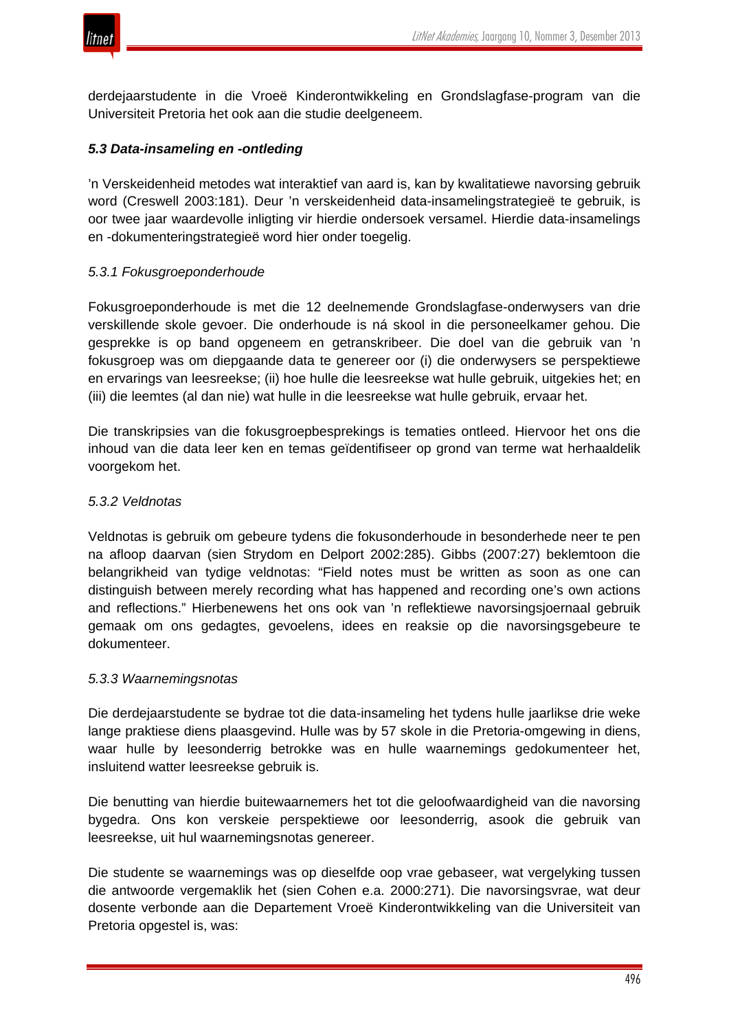derdejaarstudente in die Vroeë Kinderontwikkeling en Grondslagfase-program van die Universiteit Pretoria het ook aan die studie deelgeneem.

### *5.3 Data-insameling en -ontleding*

’n Verskeidenheid metodes wat interaktief van aard is, kan by kwalitatiewe navorsing gebruik word (Creswell 2003:181). Deur ’n verskeidenheid data-insamelingstrategieë te gebruik, is oor twee jaar waardevolle inligting vir hierdie ondersoek versamel. Hierdie data-insamelings en -dokumenteringstrategieë word hier onder toegelig.

#### *5.3.1 Fokusgroeponderhoude*

Fokusgroeponderhoude is met die 12 deelnemende Grondslagfase-onderwysers van drie verskillende skole gevoer. Die onderhoude is ná skool in die personeelkamer gehou. Die gesprekke is op band opgeneem en getranskribeer. Die doel van die gebruik van ’n fokusgroep was om diepgaande data te genereer oor (i) die onderwysers se perspektiewe en ervarings van leesreekse; (ii) hoe hulle die leesreekse wat hulle gebruik, uitgekies het; en (iii) die leemtes (al dan nie) wat hulle in die leesreekse wat hulle gebruik, ervaar het.

Die transkripsies van die fokusgroepbesprekings is tematies ontleed. Hiervoor het ons die inhoud van die data leer ken en temas geïdentifiseer op grond van terme wat herhaaldelik voorgekom het.

#### *5.3.2 Veldnotas*

Veldnotas is gebruik om gebeure tydens die fokusonderhoude in besonderhede neer te pen na afloop daarvan (sien Strydom en Delport 2002:285). Gibbs (2007:27) beklemtoon die belangrikheid van tydige veldnotas: “Field notes must be written as soon as one can distinguish between merely recording what has happened and recording one’s own actions and reflections.” Hierbenewens het ons ook van ’n reflektiewe navorsingsjoernaal gebruik gemaak om ons gedagtes, gevoelens, idees en reaksie op die navorsingsgebeure te dokumenteer.

#### *5.3.3 Waarnemingsnotas*

Die derdejaarstudente se bydrae tot die data-insameling het tydens hulle jaarlikse drie weke lange praktiese diens plaasgevind. Hulle was by 57 skole in die Pretoria-omgewing in diens, waar hulle by leesonderrig betrokke was en hulle waarnemings gedokumenteer het, insluitend watter leesreekse gebruik is.

Die benutting van hierdie buitewaarnemers het tot die geloofwaardigheid van die navorsing bygedra. Ons kon verskeie perspektiewe oor leesonderrig, asook die gebruik van leesreekse, uit hul waarnemingsnotas genereer.

Die studente se waarnemings was op dieselfde oop vrae gebaseer, wat vergelyking tussen die antwoorde vergemaklik het (sien Cohen e.a. 2000:271). Die navorsingsvrae, wat deur dosente verbonde aan die Departement Vroeë Kinderontwikkeling van die Universiteit van Pretoria opgestel is, was: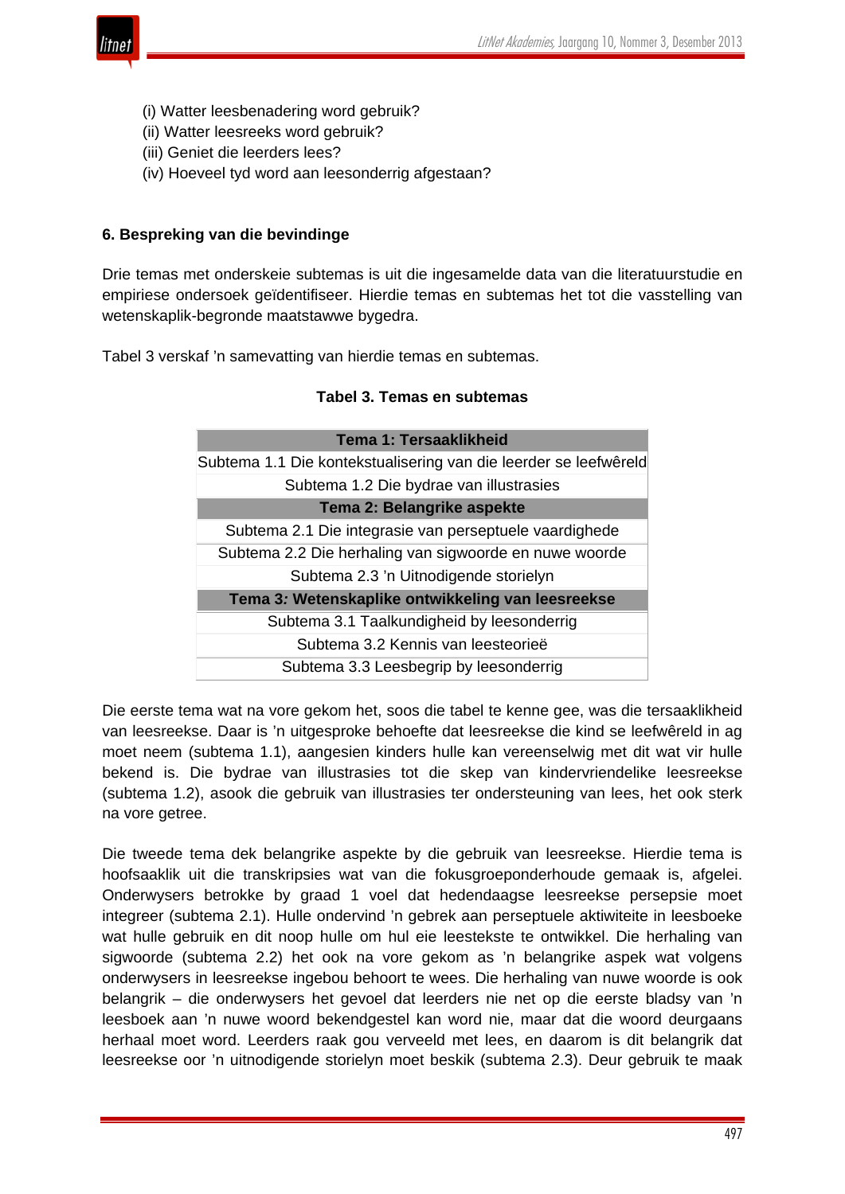(i) Watter leesbenadering word gebruik?
(ii) Watter leesreeks word gebruik?
(iii) Geniet die leerders lees?
(iv) Hoeveel tyd word aan leesonderrig afgestaan?

## 6. Bespreking van die bevindinge

Drie temas met onderskeie subtemas is uit die ingesamelde data van die literatuurstudie en empiriese ondersoek geïdentifiseer. Hierdie temas en subtemas het tot die vasstelling van wetenskaplik-begronde maatstawwe bygedra.

Tabel 3 verskaf 'n samevatting van hierdie temas en subtemas.

**Tabel 3. Temas en subtemas**

| **Tema 1: Tersaaklikheid** |
|---|
| Subtema 1.1 Die kontekstualisering van die leerder se leefwêreld |
| Subtema 1.2 Die bydrae van illustrasies |
| **Tema 2: Belangrike aspekte** |
| Subtema 2.1 Die integrasie van perseptuele vaardighede |
| Subtema 2.2 Die herhaling van sigwoorde en nuwe woorde |
| Subtema 2.3 'n Uitnodigende storielyn |
| **Tema 3*:* Wetenskaplike ontwikkeling van leesreekse** |
| Subtema 3.1 Taalkundigheid by leesonderrig |
| Subtema 3.2 Kennis van leesteorieë |
| Subtema 3.3 Leesbegrip by leesonderrig |

Die eerste tema wat na vore gekom het, soos die tabel te kenne gee, was die tersaaklikheid van leesreekse. Daar is 'n uitgesproke behoefte dat leesreekse die kind se leefwêreld in ag moet neem (subtema 1.1), aangesien kinders hulle kan vereenselwig met dit wat vir hulle bekend is. Die bydrae van illustrasies tot die skep van kindervriendelike leesreekse (subtema 1.2), asook die gebruik van illustrasies ter ondersteuning van lees, het ook sterk na vore getree.

Die tweede tema dek belangrike aspekte by die gebruik van leesreekse. Hierdie tema is hoofsaaklik uit die transkripsies wat van die fokusgroeponderhoude gemaak is, afgelei. Onderwysers betrokke by graad 1 voel dat hedendaagse leesreekse persepsie moet integreer (subtema 2.1). Hulle ondervind 'n gebrek aan perseptuele aktiwiteite in leesboeke wat hulle gebruik en dit noop hulle om hul eie leestekste te ontwikkel. Die herhaling van sigwoorde (subtema 2.2) het ook na vore gekom as 'n belangrike aspek wat volgens onderwysers in leesreekse ingebou behoort te wees. Die herhaling van nuwe woorde is ook belangrik – die onderwysers het die gevoel dat leerders nie net op die eerste bladsy van 'n leesboek aan 'n nuwe woord bekendgestel kan word nie, maar dat die woord deurgaans herhaal moet word. Leerders raak gou verveeld met lees, en daarom is dit belangrik dat leesreekse oor 'n uitnodigende storielyn moet beskik (subtema 2.3). Deur gebruik te maak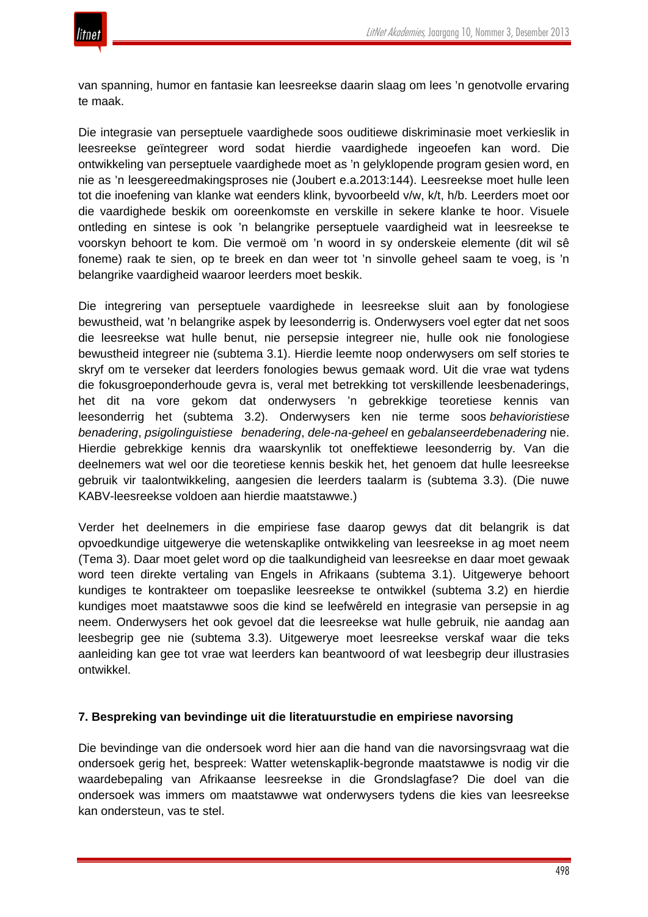van spanning, humor en fantasie kan leesreekse daarin slaag om lees 'n genotvolle ervaring te maak.

Die integrasie van perseptuele vaardighede soos ouditiewe diskriminasie moet verkieslik in leesreekse geïntegreer word sodat hierdie vaardighede ingeoefen kan word. Die ontwikkeling van perseptuele vaardighede moet as 'n gelyklopende program gesien word, en nie as 'n leesgereedmakingsproses nie (Joubert e.a.2013:144). Leesreekse moet hulle leen tot die inoefening van klanke wat eenders klink, byvoorbeeld v/w, k/t, h/b. Leerders moet oor die vaardighede beskik om ooreenkomste en verskille in sekere klanke te hoor. Visuele ontleding en sintese is ook 'n belangrike perseptuele vaardigheid wat in leesreekse te voorskyn behoort te kom. Die vermoë om 'n woord in sy onderskeie elemente (dit wil sê foneme) raak te sien, op te breek en dan weer tot 'n sinvolle geheel saam te voeg, is 'n belangrike vaardigheid waaroor leerders moet beskik.

Die integrering van perseptuele vaardighede in leesreekse sluit aan by fonologiese bewustheid, wat 'n belangrike aspek by leesonderrig is. Onderwysers voel egter dat net soos die leesreekse wat hulle benut, nie persepsie integreer nie, hulle ook nie fonologiese bewustheid integreer nie (subtema 3.1). Hierdie leemte noop onderwysers om self stories te skryf om te verseker dat leerders fonologies bewus gemaak word. Uit die vrae wat tydens die fokusgroeponderhoude gevra is, veral met betrekking tot verskillende leesbenaderings, het dit na vore gekom dat onderwysers 'n gebrekkige teoretiese kennis van leesonderrig het (subtema 3.2). Onderwysers ken nie terme soos *behavioristiese benadering*, *psigolinguistiese benadering*, *dele-na-geheel* en *gebalanseerdebenadering* nie. Hierdie gebrekkige kennis dra waarskynlik tot oneffektiewe leesonderrig by. Van die deelnemers wat wel oor die teoretiese kennis beskik het, het genoem dat hulle leesreekse gebruik vir taalontwikkeling, aangesien die leerders taalarm is (subtema 3.3). (Die nuwe KABV-leesreekse voldoen aan hierdie maatstawwe.)

Verder het deelnemers in die empiriese fase daarop gewys dat dit belangrik is dat opvoedkundige uitgewerye die wetenskaplike ontwikkeling van leesreekse in ag moet neem (Tema 3). Daar moet gelet word op die taalkundigheid van leesreekse en daar moet gewaak word teen direkte vertaling van Engels in Afrikaans (subtema 3.1). Uitgewerye behoort kundiges te kontrakteer om toepaslike leesreekse te ontwikkel (subtema 3.2) en hierdie kundiges moet maatstawwe soos die kind se leefwêreld en integrasie van persepsie in ag neem. Onderwysers het ook gevoel dat die leesreekse wat hulle gebruik, nie aandag aan leesbegrip gee nie (subtema 3.3). Uitgewerye moet leesreekse verskaf waar die teks aanleiding kan gee tot vrae wat leerders kan beantwoord of wat leesbegrip deur illustrasies ontwikkel.

## 7. Bespreking van bevindinge uit die literatuurstudie en empiriese navorsing

Die bevindinge van die ondersoek word hier aan die hand van die navorsingsvraag wat die ondersoek gerig het, bespreek: Watter wetenskaplik-begronde maatstawwe is nodig vir die waardebepaling van Afrikaanse leesreekse in die Grondslagfase? Die doel van die ondersoek was immers om maatstawwe wat onderwysers tydens die kies van leesreekse kan ondersteun, vas te stel.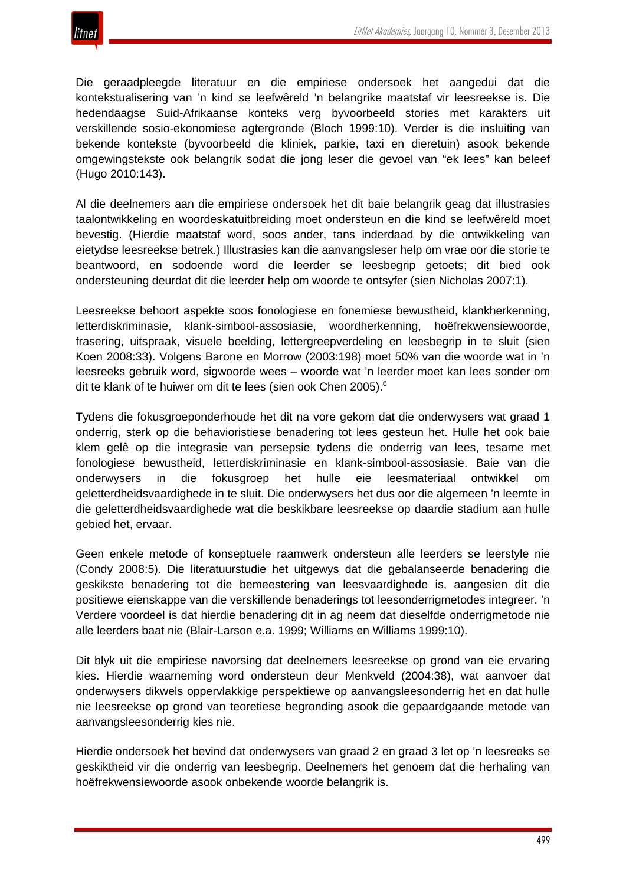Die geraadpleegde literatuur en die empiriese ondersoek het aangedui dat die kontekstualisering van ’n kind se leefwêreld ’n belangrike maatstaf vir leesreekse is. Die hedendaagse Suid-Afrikaanse konteks verg byvoorbeeld stories met karakters uit verskillende sosio-ekonomiese agtergronde (Bloch 1999:10). Verder is die insluiting van bekende kontekste (byvoorbeeld die kliniek, parkie, taxi en dieretuin) asook bekende omgewingstekste ook belangrik sodat die jong leser die gevoel van “ek lees” kan beleef (Hugo 2010:143).

Al die deelnemers aan die empiriese ondersoek het dit baie belangrik geag dat illustrasies taalontwikkeling en woordeskatuitbreiding moet ondersteun en die kind se leefwêreld moet bevestig. (Hierdie maatstaf word, soos ander, tans inderdaad by die ontwikkeling van eietydse leesreekse betrek.) Illustrasies kan die aanvangsleser help om vrae oor die storie te beantwoord, en sodoende word die leerder se leesbegrip getoets; dit bied ook ondersteuning deurdat dit die leerder help om woorde te ontsyfer (sien Nicholas 2007:1).

Leesreekse behoort aspekte soos fonologiese en fonemiese bewustheid, klankherkenning, letterdiskriminasie, klank-simbool-assosiasie, woordherkenning, hoëfrekwensiewoorde, frasering, uitspraak, visuele beelding, lettergreepverdeling en leesbegrip in te sluit (sien Koen 2008:33). Volgens Barone en Morrow (2003:198) moet 50% van die woorde wat in ’n leesreeks gebruik word, sigwoorde wees – woorde wat ’n leerder moet kan lees sonder om dit te klank of te huiwer om dit te lees (sien ook Chen 2005).[6]

Tydens die fokusgroeponderhoude het dit na vore gekom dat die onderwysers wat graad 1 onderrig, sterk op die behavioristiese benadering tot lees gesteun het. Hulle het ook baie klem gelê op die integrasie van persepsie tydens die onderrig van lees, tesame met fonologiese bewustheid, letterdiskriminasie en klank-simbool-assosiasie. Baie van die onderwysers in die fokusgroep het hulle eie leesmateriaal ontwikkel om geletterdheidsvaardighede in te sluit. Die onderwysers het dus oor die algemeen ’n leemte in die geletterdheidsvaardighede wat die beskikbare leesreekse op daardie stadium aan hulle gebied het, ervaar.

Geen enkele metode of konseptuele raamwerk ondersteun alle leerders se leerstyle nie (Condy 2008:5). Die literatuurstudie het uitgewys dat die gebalanseerde benadering die geskikste benadering tot die bemeestering van leesvaardighede is, aangesien dit die positiewe eienskappe van die verskillende benaderings tot leesonderrigmetodes integreer. ’n Verdere voordeel is dat hierdie benadering dit in ag neem dat dieselfde onderrigmetode nie alle leerders baat nie (Blair-Larson e.a. 1999; Williams en Williams 1999:10).

Dit blyk uit die empiriese navorsing dat deelnemers leesreekse op grond van eie ervaring kies. Hierdie waarneming word ondersteun deur Menkveld (2004:38), wat aanvoer dat onderwysers dikwels oppervlakkige perspektiewe op aanvangsleesonderrig het en dat hulle nie leesreekse op grond van teoretiese begronding asook die gepaardgaande metode van aanvangsleesonderrig kies nie.

Hierdie ondersoek het bevind dat onderwysers van graad 2 en graad 3 let op ’n leesreeks se geskiktheid vir die onderrig van leesbegrip. Deelnemers het genoem dat die herhaling van hoëfrekwensiewoorde asook onbekende woorde belangrik is.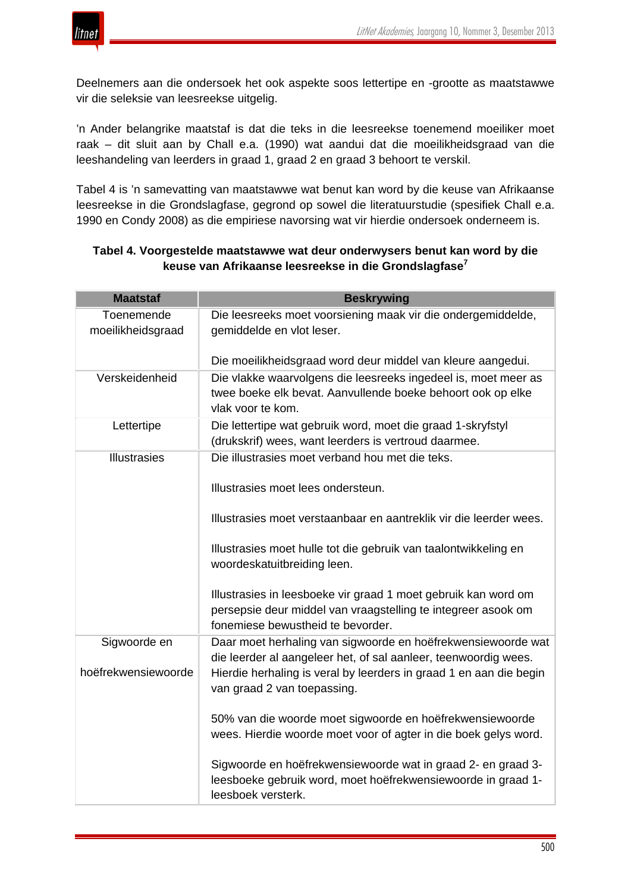Deelnemers aan die ondersoek het ook aspekte soos lettertipe en -grootte as maatstawwe vir die seleksie van leesreekse uitgelig.

’n Ander belangrike maatstaf is dat die teks in die leesreekse toenemend moeiliker moet raak – dit sluit aan by Chall e.a. (1990) wat aandui dat die moeilikheidsgraad van die leeshandeling van leerders in graad 1, graad 2 en graad 3 behoort te verskil.

Tabel 4 is ’n samevatting van maatstawwe wat benut kan word by die keuse van Afrikaanse leesreekse in die Grondslagfase, gegrond op sowel die literatuurstudie (spesifiek Chall e.a. 1990 en Condy 2008) as die empiriese navorsing wat vir hierdie ondersoek onderneem is.

**Tabel 4. Voorgestelde maatstawwe wat deur onderwysers benut kan word by die keuse van Afrikaanse leesreekse in die Grondslagfase[7]**

| Maatstaf | Beskrywing |
|---|---|
| Toenemende moeilikheidsgraad | Die leesreeks moet voorsiening maak vir die ondergemiddelde, gemiddelde en vlot leser.<br><br>Die moeilikheidsgraad word deur middel van kleure aangedui. |
| Verskeidenheid | Die vlakke waarvolgens die leesreeks ingedeel is, moet meer as twee boeke elk bevat. Aanvullende boeke behoort ook op elke vlak voor te kom. |
| Lettertipe | Die lettertipe wat gebruik word, moet die graad 1-skryfstyl (drukskrif) wees, want leerders is vertroud daarmee. |
| Illustrasies | Die illustrasies moet verband hou met die teks.<br><br>Illustrasies moet lees ondersteun.<br><br>Illustrasies moet verstaanbaar en aantreklik vir die leerder wees.<br><br>Illustrasies moet hulle tot die gebruik van taalontwikkeling en woordeskatuitbreiding leen.<br><br>Illustrasies in leesboeke vir graad 1 moet gebruik kan word om persepsie deur middel van vraagstelling te integreer asook om fonemiese bewustheid te bevorder. |
| Sigwoorde en hoëfrekwensiewoorde | Daar moet herhaling van sigwoorde en hoëfrekwensiewoorde wat die leerder al aangeleer het, of sal aanleer, teenwoordig wees. Hierdie herhaling is veral by leerders in graad 1 en aan die begin van graad 2 van toepassing.<br><br>50% van die woorde moet sigwoorde en hoëfrekwensiewoorde wees. Hierdie woorde moet voor of agter in die boek gelys word.<br><br>Sigwoorde en hoëfrekwensiewoorde wat in graad 2- en graad 3-leesboeke gebruik word, moet hoëfrekwensiewoorde in graad 1-leesboek versterk. |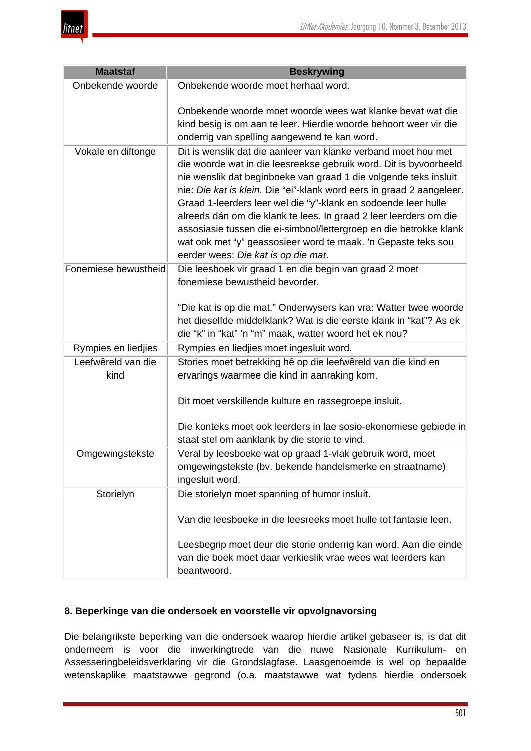| Maatstaf | Beskrywing |
|---|---|
| Onbekende woorde | Onbekende woorde moet herhaal word.<br><br>Onbekende woorde moet woorde wees wat klanke bevat wat die kind besig is om aan te leer. Hierdie woorde behoort weer vir die onderrig van spelling aangewend te kan word. |
| Vokale en diftonge | Dit is wenslik dat die aanleer van klanke verband moet hou met die woorde wat in die leesreekse gebruik word. Dit is byvoorbeeld nie wenslik dat beginboeke van graad 1 die volgende teks insluit nie: *Die kat is klein*. Die "ei"-klank word eers in graad 2 aangeleer. Graad 1-leerders leer wel die "y"-klank en sodoende leer hulle alreeds dán om die klank te lees. In graad 2 leer leerders om die assosiasie tussen die ei-simbool/lettergroep en die betrokke klank wat ook met "y" geassosieer word te maak. 'n Gepaste teks sou eerder wees: *Die kat is op die mat*. |
| Fonemiese bewustheid | Die leesboek vir graad 1 en die begin van graad 2 moet fonemiese bewustheid bevorder.<br><br>"Die kat is op die mat." Onderwysers kan vra: Watter twee woorde het dieselfde middelklank? Wat is die eerste klank in "kat"? As ek die "k" in "kat" 'n "m" maak, watter woord het ek nou? |
| Rympies en liedjies | Rympies en liedjies moet ingesluit word. |
| Leefwêreld van die kind | Stories moet betrekking hê op die leefwêreld van die kind en ervarings waarmee die kind in aanraking kom.<br><br>Dit moet verskillende kulture en rassegroepe insluit.<br><br>Die konteks moet ook leerders in lae sosio-ekonomiese gebiede in staat stel om aanklank by die storie te vind. |
| Omgewingstekste | Veral by leesboeke wat op graad 1-vlak gebruik word, moet omgewingstekste (bv. bekende handelsmerke en straatname) ingesluit word. |
| Storielyn | Die storielyn moet spanning of humor insluit.<br><br>Van die leesboeke in die leesreeks moet hulle tot fantasie leen.<br><br>Leesbegrip moet deur die storie onderrig kan word. Aan die einde van die boek moet daar verkieslik vrae wees wat leerders kan beantwoord. |

## 8. Beperkinge van die ondersoek en voorstelle vir opvolgnavorsing

Die belangrikste beperking van die ondersoek waarop hierdie artikel gebaseer is, is dat dit onderneem is voor die inwerkingtrede van die nuwe Nasionale Kurrikulum- en Assesseringbeleidsverklaring vir die Grondslagfase. Laasgenoemde is wel op bepaalde wetenskaplike maatstawwe gegrond (o.a. maatstawwe wat tydens hierdie ondersoek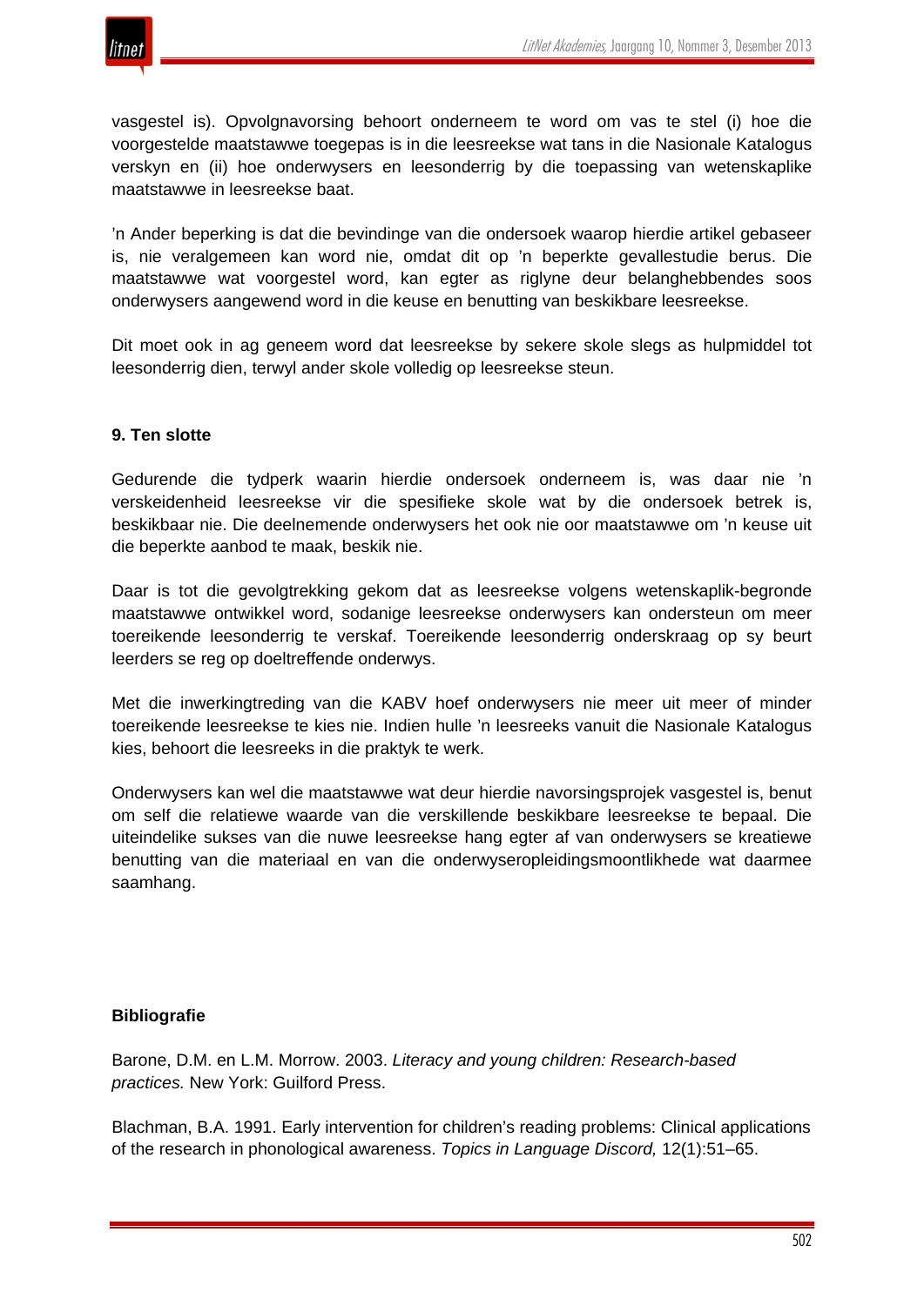vasgestel is). Opvolgnavorsing behoort onderneem te word om vas te stel (i) hoe die voorgestelde maatstawwe toegepas is in die leesreekse wat tans in die Nasionale Katalogus verskyn en (ii) hoe onderwysers en leesonderrig by die toepassing van wetenskaplike maatstawwe in leesreekse baat.

’n Ander beperking is dat die bevindinge van die ondersoek waarop hierdie artikel gebaseer is, nie veralgemeen kan word nie, omdat dit op ’n beperkte gevallestudie berus. Die maatstawwe wat voorgestel word, kan egter as riglyne deur belanghebbendes soos onderwysers aangewend word in die keuse en benutting van beskikbare leesreekse.

Dit moet ook in ag geneem word dat leesreekse by sekere skole slegs as hulpmiddel tot leesonderrig dien, terwyl ander skole volledig op leesreekse steun.

**9. Ten slotte**

Gedurende die tydperk waarin hierdie ondersoek onderneem is, was daar nie ’n verskeidenheid leesreekse vir die spesifieke skole wat by die ondersoek betrek is, beskikbaar nie. Die deelnemende onderwysers het ook nie oor maatstawwe om ’n keuse uit die beperkte aanbod te maak, beskik nie.

Daar is tot die gevolgtrekking gekom dat as leesreekse volgens wetenskaplik-begronde maatstawwe ontwikkel word, sodanige leesreekse onderwysers kan ondersteun om meer toereikende leesonderrig te verskaf. Toereikende leesonderrig onderskraag op sy beurt leerders se reg op doeltreffende onderwys.

Met die inwerkingtreding van die KABV hoef onderwysers nie meer uit meer of minder toereikende leesreekse te kies nie. Indien hulle ’n leesreeks vanuit die Nasionale Katalogus kies, behoort die leesreeks in die praktyk te werk.

Onderwysers kan wel die maatstawwe wat deur hierdie navorsingsprojek vasgestel is, benut om self die relatiewe waarde van die verskillende beskikbare leesreekse te bepaal. Die uiteindelike sukses van die nuwe leesreekse hang egter af van onderwysers se kreatiewe benutting van die materiaal en van die onderwyseropleidingsmoontlikhede wat daarmee saamhang.

**Bibliografie**

Barone, D.M. en L.M. Morrow. 2003. *Literacy and young children: Research-based practices.* New York: Guilford Press.

Blachman, B.A. 1991. Early intervention for children’s reading problems: Clinical applications of the research in phonological awareness. *Topics in Language Discord,* 12(1):51–65.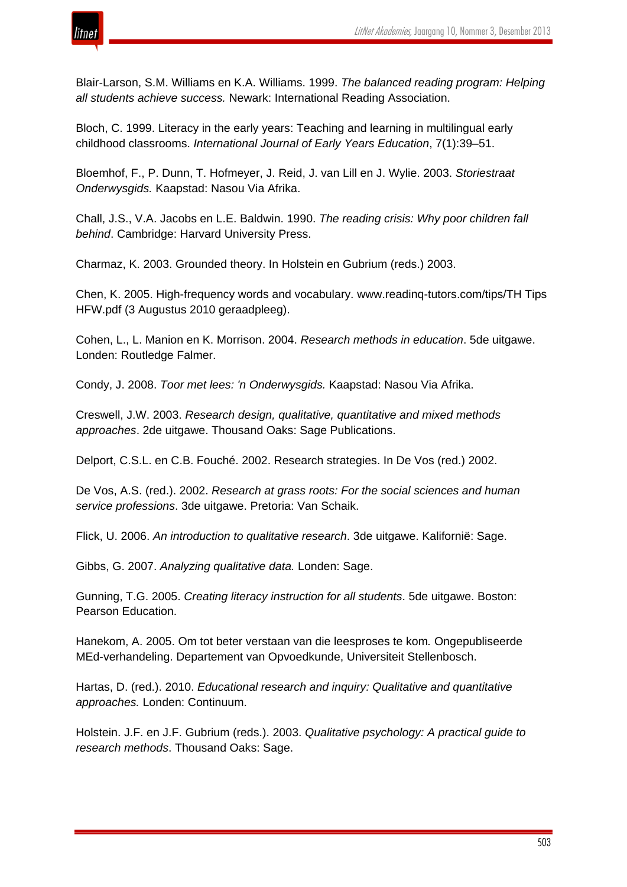Blair-Larson, S.M. Williams en K.A. Williams. 1999. *The balanced reading program: Helping all students achieve success.* Newark: International Reading Association.

Bloch, C. 1999. Literacy in the early years: Teaching and learning in multilingual early childhood classrooms. *International Journal of Early Years Education*, 7(1):39–51.

Bloemhof, F., P. Dunn, T. Hofmeyer, J. Reid, J. van Lill en J. Wylie. 2003. *Storiestraat Onderwysgids.* Kaapstad: Nasou Via Afrika.

Chall, J.S., V.A. Jacobs en L.E. Baldwin. 1990. *The reading crisis: Why poor children fall behind*. Cambridge: Harvard University Press.

Charmaz, K. 2003. Grounded theory. In Holstein en Gubrium (reds.) 2003.

Chen, K. 2005. High-frequency words and vocabulary. www.readinq-tutors.com/tips/TH Tips HFW.pdf (3 Augustus 2010 geraadpleeg).

Cohen, L., L. Manion en K. Morrison. 2004. *Research methods in education*. 5de uitgawe. Londen: Routledge Falmer.

Condy, J. 2008. *Toor met lees: 'n Onderwysgids.* Kaapstad: Nasou Via Afrika.

Creswell, J.W. 2003. *Research design, qualitative, quantitative and mixed methods approaches*. 2de uitgawe. Thousand Oaks: Sage Publications.

Delport, C.S.L. en C.B. Fouché. 2002. Research strategies. In De Vos (red.) 2002.

De Vos, A.S. (red.). 2002. *Research at grass roots: For the social sciences and human service professions*. 3de uitgawe. Pretoria: Van Schaik.

Flick, U. 2006. *An introduction to qualitative research*. 3de uitgawe. Kalifornië: Sage.

Gibbs, G. 2007. *Analyzing qualitative data.* Londen: Sage.

Gunning, T.G. 2005. *Creating literacy instruction for all students*. 5de uitgawe. Boston: Pearson Education.

Hanekom, A. 2005. Om tot beter verstaan van die leesproses te kom*.* Ongepubliseerde MEd-verhandeling. Departement van Opvoedkunde, Universiteit Stellenbosch.

Hartas, D. (red.). 2010. *Educational research and inquiry: Qualitative and quantitative approaches.* Londen: Continuum.

Holstein. J.F. en J.F. Gubrium (reds.). 2003. *Qualitative psychology: A practical guide to research methods*. Thousand Oaks: Sage.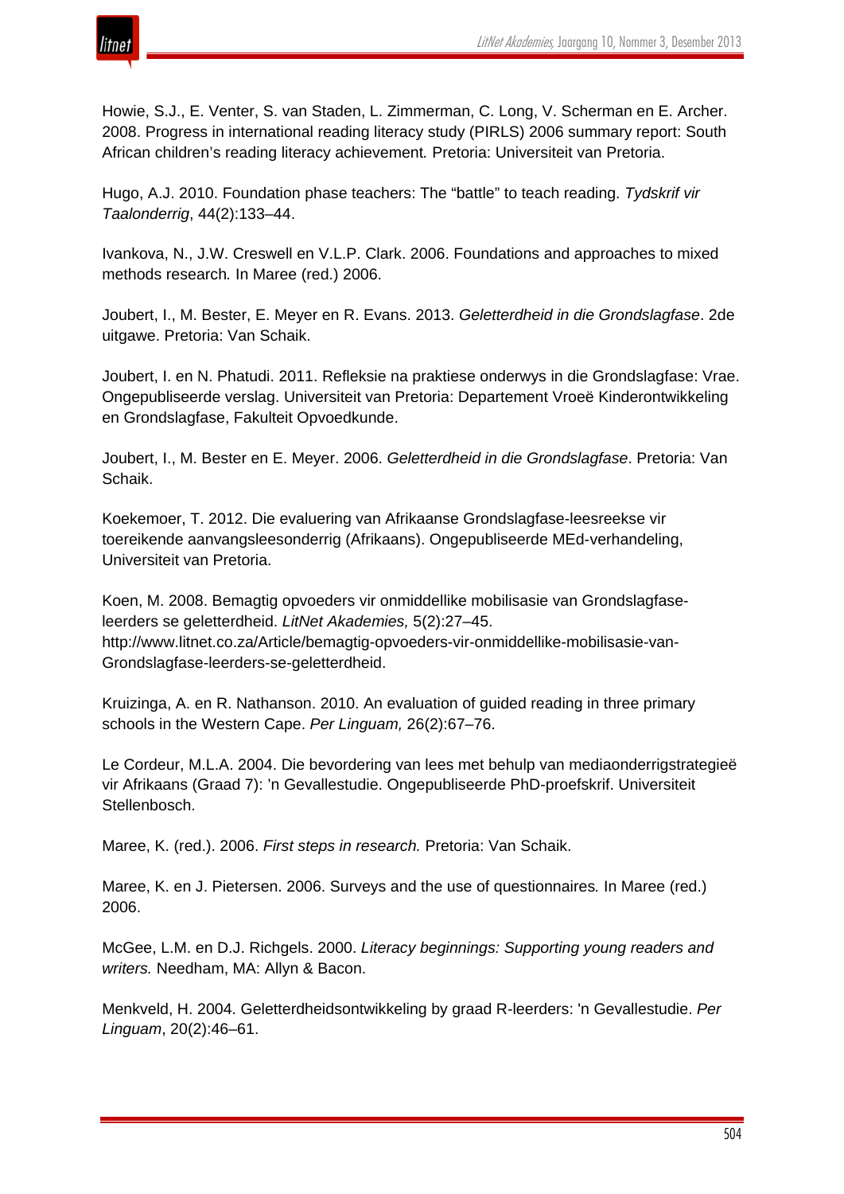Howie, S.J., E. Venter, S. van Staden, L. Zimmerman, C. Long, V. Scherman en E. Archer. 2008. Progress in international reading literacy study (PIRLS) 2006 summary report: South African children's reading literacy achievement*.* Pretoria: Universiteit van Pretoria.

Hugo, A.J. 2010. Foundation phase teachers: The "battle" to teach reading. *Tydskrif vir Taalonderrig*, 44(2):133–44.

Ivankova, N., J.W. Creswell en V.L.P. Clark. 2006. Foundations and approaches to mixed methods research*.* In Maree (red.) 2006.

Joubert, I., M. Bester, E. Meyer en R. Evans. 2013. *Geletterdheid in die Grondslagfase*. 2de uitgawe. Pretoria: Van Schaik.

Joubert, I. en N. Phatudi. 2011. Refleksie na praktiese onderwys in die Grondslagfase: Vrae. Ongepubliseerde verslag. Universiteit van Pretoria: Departement Vroeë Kinderontwikkeling en Grondslagfase, Fakulteit Opvoedkunde.

Joubert, I., M. Bester en E. Meyer. 2006. *Geletterdheid in die Grondslagfase*. Pretoria: Van Schaik.

Koekemoer, T. 2012. Die evaluering van Afrikaanse Grondslagfase-leesreekse vir toereikende aanvangsleesonderrig (Afrikaans). Ongepubliseerde MEd-verhandeling, Universiteit van Pretoria.

Koen, M. 2008. Bemagtig opvoeders vir onmiddellike mobilisasie van Grondslagfase-leerders se geletterdheid. *LitNet Akademies,* 5(2):27–45. http://www.litnet.co.za/Article/bemagtig-opvoeders-vir-onmiddellike-mobilisasie-van-Grondslagfase-leerders-se-geletterdheid.

Kruizinga, A. en R. Nathanson. 2010. An evaluation of guided reading in three primary schools in the Western Cape. *Per Linguam,* 26(2):67–76.

Le Cordeur, M.L.A. 2004. Die bevordering van lees met behulp van mediaonderrigstrategieë vir Afrikaans (Graad 7): 'n Gevallestudie. Ongepubliseerde PhD-proefskrif. Universiteit Stellenbosch.

Maree, K. (red.). 2006. *First steps in research.* Pretoria: Van Schaik.

Maree, K. en J. Pietersen. 2006. Surveys and the use of questionnaires*.* In Maree (red.) 2006.

McGee, L.M. en D.J. Richgels. 2000. *Literacy beginnings: Supporting young readers and writers.* Needham, MA: Allyn & Bacon.

Menkveld, H. 2004. Geletterdheidsontwikkeling by graad R-leerders: 'n Gevallestudie. *Per Linguam*, 20(2):46–61.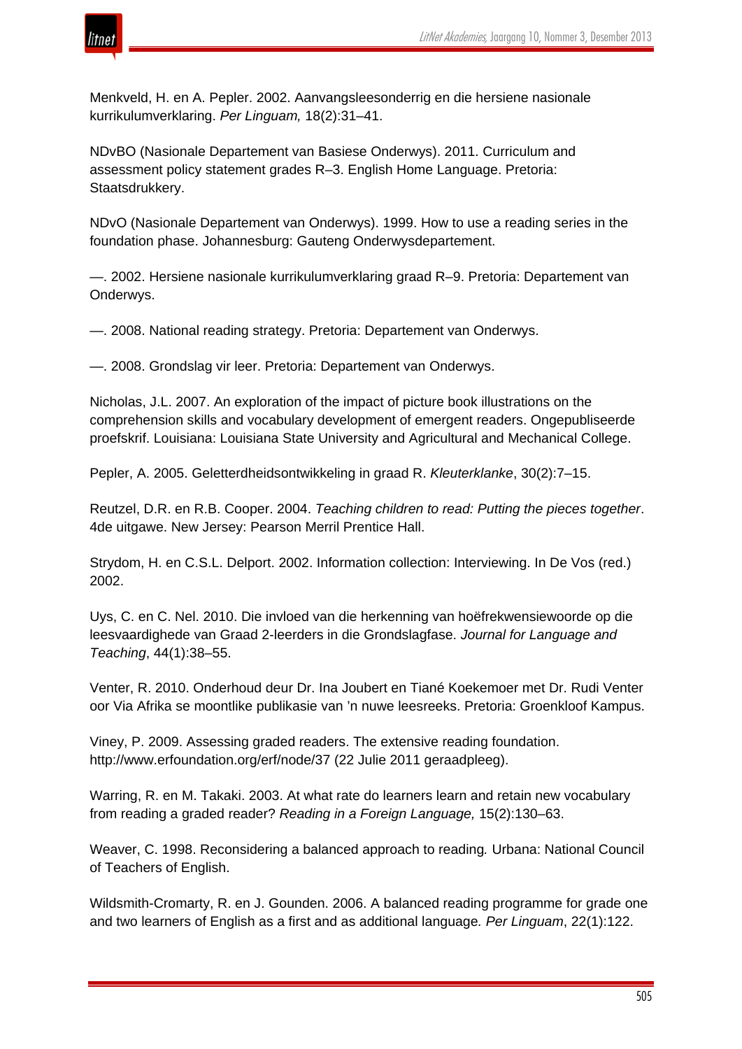Menkveld, H. en A. Pepler. 2002. Aanvangsleesonderrig en die hersiene nasionale kurrikulumverklaring. *Per Linguam,* 18(2):31–41.

NDvBO (Nasionale Departement van Basiese Onderwys). 2011. Curriculum and assessment policy statement grades R–3. English Home Language. Pretoria: Staatsdrukkery.

NDvO (Nasionale Departement van Onderwys). 1999. How to use a reading series in the foundation phase. Johannesburg: Gauteng Onderwysdepartement.

—. 2002. Hersiene nasionale kurrikulumverklaring graad R–9. Pretoria: Departement van Onderwys.

—. 2008. National reading strategy. Pretoria: Departement van Onderwys.

—. 2008. Grondslag vir leer. Pretoria: Departement van Onderwys.

Nicholas, J.L. 2007. An exploration of the impact of picture book illustrations on the comprehension skills and vocabulary development of emergent readers. Ongepubliseerde proefskrif. Louisiana: Louisiana State University and Agricultural and Mechanical College.

Pepler, A. 2005. Geletterdheidsontwikkeling in graad R. *Kleuterklanke*, 30(2):7–15.

Reutzel, D.R. en R.B. Cooper. 2004. *Teaching children to read: Putting the pieces together*. 4de uitgawe. New Jersey: Pearson Merril Prentice Hall.

Strydom, H. en C.S.L. Delport. 2002. Information collection: Interviewing. In De Vos (red.) 2002.

Uys, C. en C. Nel. 2010. Die invloed van die herkenning van hoëfrekwensiewoorde op die leesvaardighede van Graad 2-leerders in die Grondslagfase. *Journal for Language and Teaching*, 44(1):38–55.

Venter, R. 2010. Onderhoud deur Dr. Ina Joubert en Tiané Koekemoer met Dr. Rudi Venter oor Via Afrika se moontlike publikasie van 'n nuwe leesreeks. Pretoria: Groenkloof Kampus.

Viney, P. 2009. Assessing graded readers. The extensive reading foundation. http://www.erfoundation.org/erf/node/37 (22 Julie 2011 geraadpleeg).

Warring, R. en M. Takaki. 2003. At what rate do learners learn and retain new vocabulary from reading a graded reader? *Reading in a Foreign Language,* 15(2):130–63.

Weaver, C. 1998. Reconsidering a balanced approach to reading*.* Urbana: National Council of Teachers of English.

Wildsmith-Cromarty, R. en J. Gounden. 2006. A balanced reading programme for grade one and two learners of English as a first and as additional language*. Per Linguam*, 22(1):122.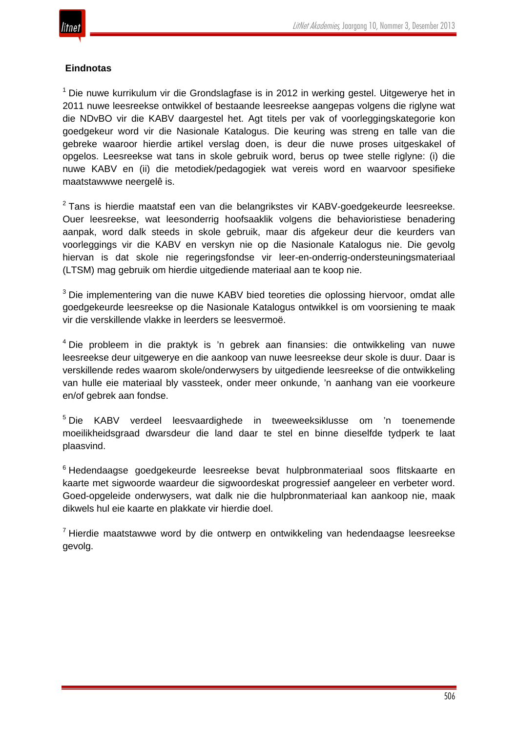## Eindnotas

[1] Die nuwe kurrikulum vir die Grondslagfase is in 2012 in werking gestel. Uitgewerye het in 2011 nuwe leesreekse ontwikkel of bestaande leesreekse aangepas volgens die riglyne wat die NDvBO vir die KABV daargestel het. Agt titels per vak of voorleggingskategorie kon goedgekeur word vir die Nasionale Katalogus. Die keuring was streng en talle van die gebreke waaroor hierdie artikel verslag doen, is deur die nuwe proses uitgeskakel of opgelos. Leesreekse wat tans in skole gebruik word, berus op twee stelle riglyne: (i) die nuwe KABV en (ii) die metodiek/pedagogiek wat vereis word en waarvoor spesifieke maatstawwwe neergelê is.

[2] Tans is hierdie maatstaf een van die belangrikstes vir KABV-goedgekeurde leesreekse. Ouer leesreekse, wat leesonderrig hoofsaaklik volgens die behavioristiese benadering aanpak, word dalk steeds in skole gebruik, maar dis afgekeur deur die keurders van voorleggings vir die KABV en verskyn nie op die Nasionale Katalogus nie. Die gevolg hiervan is dat skole nie regeringsfondse vir leer-en-onderrig-ondersteuningsmateriaal (LTSM) mag gebruik om hierdie uitgediende materiaal aan te koop nie.

[3] Die implementering van die nuwe KABV bied teoreties die oplossing hiervoor, omdat alle goedgekeurde leesreekse op die Nasionale Katalogus ontwikkel is om voorsiening te maak vir die verskillende vlakke in leerders se leesvermoë.

[4] Die probleem in die praktyk is 'n gebrek aan finansies: die ontwikkeling van nuwe leesreekse deur uitgewerye en die aankoop van nuwe leesreekse deur skole is duur. Daar is verskillende redes waarom skole/onderwysers by uitgediende leesreekse of die ontwikkeling van hulle eie materiaal bly vassteek, onder meer onkunde, 'n aanhang van eie voorkeure en/of gebrek aan fondse.

[5] Die KABV verdeel leesvaardighede in tweeweeksiklusse om 'n toenemende moeilikheidsgraad dwarsdeur die land daar te stel en binne dieselfde tydperk te laat plaasvind.

[6] Hedendaagse goedgekeurde leesreekse bevat hulpbronmateriaal soos flitskaarte en kaarte met sigwoorde waardeur die sigwoordeskat progressief aangeleer en verbeter word. Goed-opgeleide onderwysers, wat dalk nie die hulpbronmateriaal kan aankoop nie, maak dikwels hul eie kaarte en plakkate vir hierdie doel.

[7] Hierdie maatstawwe word by die ontwerp en ontwikkeling van hedendaagse leesreekse gevolg.